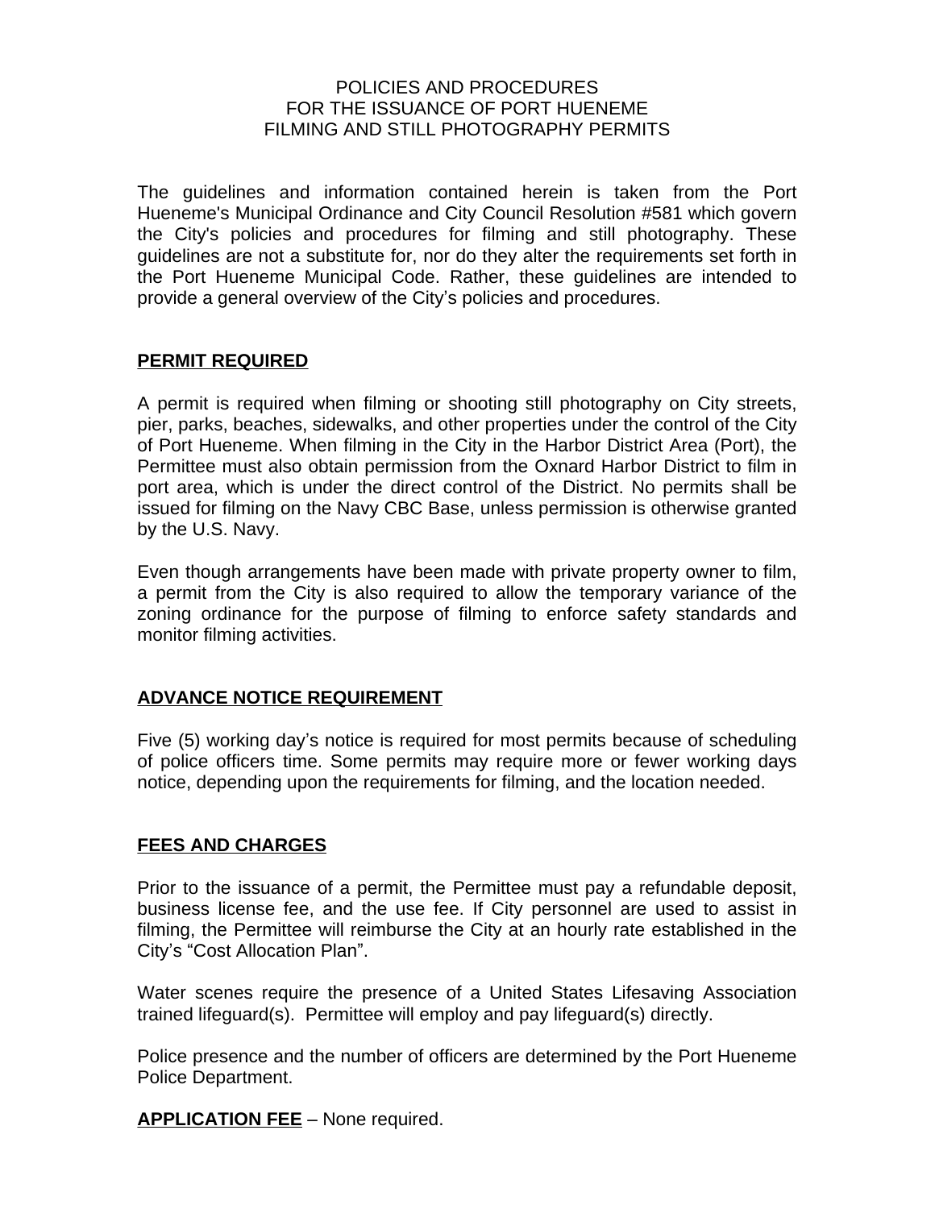# POLICIES AND PROCEDURES FOR THE ISSUANCE OF PORT HUENEME FILMING AND STILL PHOTOGRAPHY PERMITS

The guidelines and information contained herein is taken from the Port Hueneme's Municipal Ordinance and City Council Resolution #581 which govern the City's policies and procedures for filming and still photography. These guidelines are not a substitute for, nor do they alter the requirements set forth in the Port Hueneme Municipal Code. Rather, these guidelines are intended to provide a general overview of the City's policies and procedures.

## PERMIT REQUIRED

A permit is required when filming or shooting still photography on City streets, pier, parks, beaches, sidewalks, and other properties under the control of the City of Port Hueneme. When filming in the City in the Harbor District Area (Port), the Permittee must also obtain permission from the Oxnard Harbor District to film in port area, which is under the direct control of the District. No permits shall be issued for filming on the Navy CBC Base, unless permission is otherwise granted by the U.S. Navy.

Even though arrangements have been made with private property owner to film, a permit from the City is also required to allow the temporary variance of the zoning ordinance for the purpose of filming to enforce safety standards and monitor filming activities.

## ADVANCE NOTICE REQUIREMENT

Five (5) working day's notice is required for most permits because of scheduling of police officers time. Some permits may require more or fewer working days notice, depending upon the requirements for filming, and the location needed.

## FEES AND CHARGES

Prior to the issuance of a permit, the Permittee must pay a refundable deposit, business license fee, and the use fee. If City personnel are used to assist in filming, the Permittee will reimburse the City at an hourly rate established in the City's "Cost Allocation Plan".

Water scenes require the presence of a United States Lifesaving Association trained lifeguard(s). Permittee will employ and pay lifeguard(s) directly.

Police presence and the number of officers are determined by the Port Hueneme Police Department.

**APPLICATION FEE** – None required.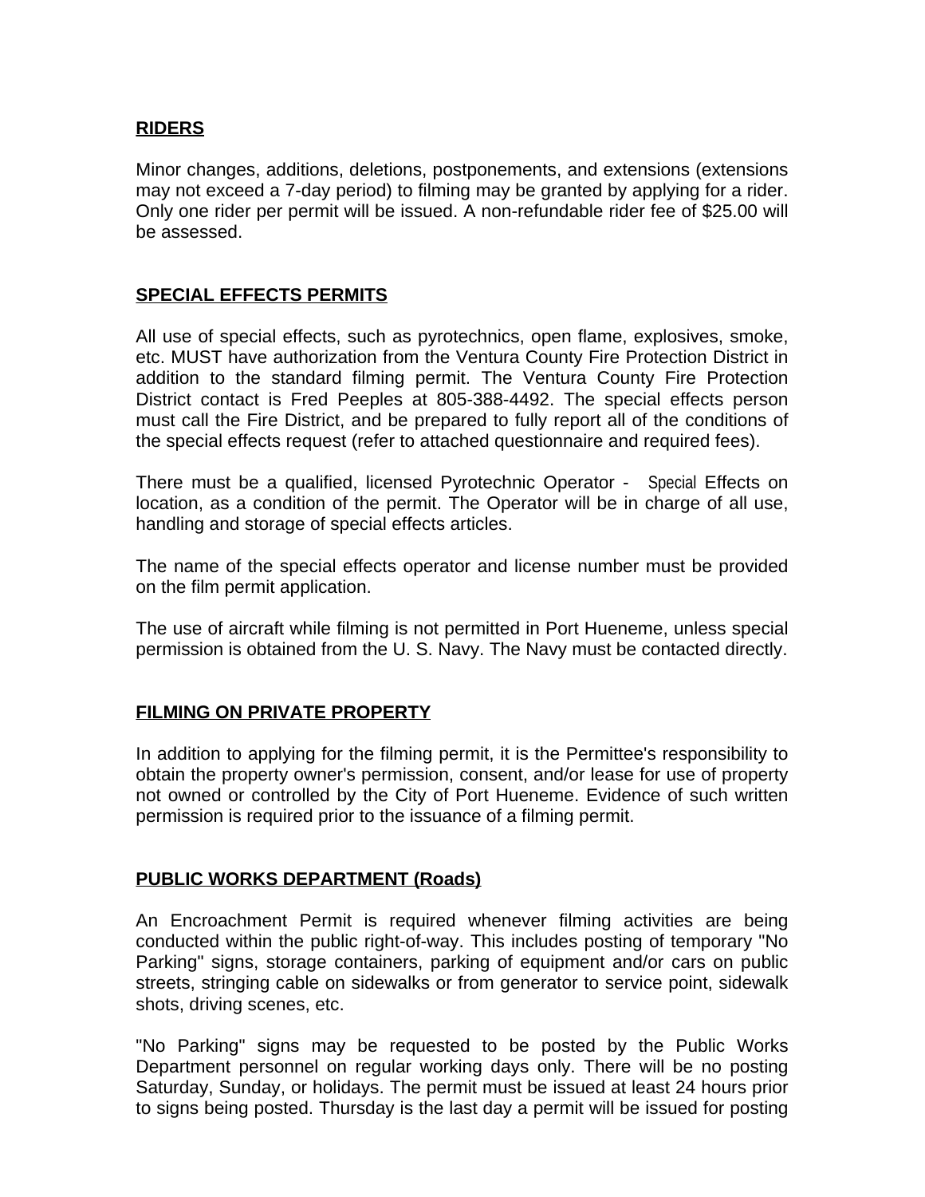## RIDERS

Minor changes, additions, deletions, postponements, and extensions (extensions may not exceed a 7-day period) to filming may be granted by applying for a rider. Only one rider per permit will be issued. A non-refundable rider fee of $25.00 will be assessed.

## SPECIAL EFFECTS PERMITS

All use of special effects, such as pyrotechnics, open flame, explosives, smoke, etc. MUST have authorization from the Ventura County Fire Protection District in addition to the standard filming permit. The Ventura County Fire Protection District contact is Fred Peeples at 805-388-4492. The special effects person must call the Fire District, and be prepared to fully report all of the conditions of the special effects request (refer to attached questionnaire and required fees).

There must be a qualified, licensed Pyrotechnic Operator - Special Effects on location, as a condition of the permit. The Operator will be in charge of all use, handling and storage of special effects articles.

The name of the special effects operator and license number must be provided on the film permit application.

The use of aircraft while filming is not permitted in Port Hueneme, unless special permission is obtained from the U. S. Navy. The Navy must be contacted directly.

## FILMING ON PRIVATE PROPERTY

In addition to applying for the filming permit, it is the Permittee's responsibility to obtain the property owner's permission, consent, and/or lease for use of property not owned or controlled by the City of Port Hueneme. Evidence of such written permission is required prior to the issuance of a filming permit.

## PUBLIC WORKS DEPARTMENT (Roads)

An Encroachment Permit is required whenever filming activities are being conducted within the public right-of-way. This includes posting of temporary "No Parking" signs, storage containers, parking of equipment and/or cars on public streets, stringing cable on sidewalks or from generator to service point, sidewalk shots, driving scenes, etc.

"No Parking" signs may be requested to be posted by the Public Works Department personnel on regular working days only. There will be no posting Saturday, Sunday, or holidays. The permit must be issued at least 24 hours prior to signs being posted. Thursday is the last day a permit will be issued for posting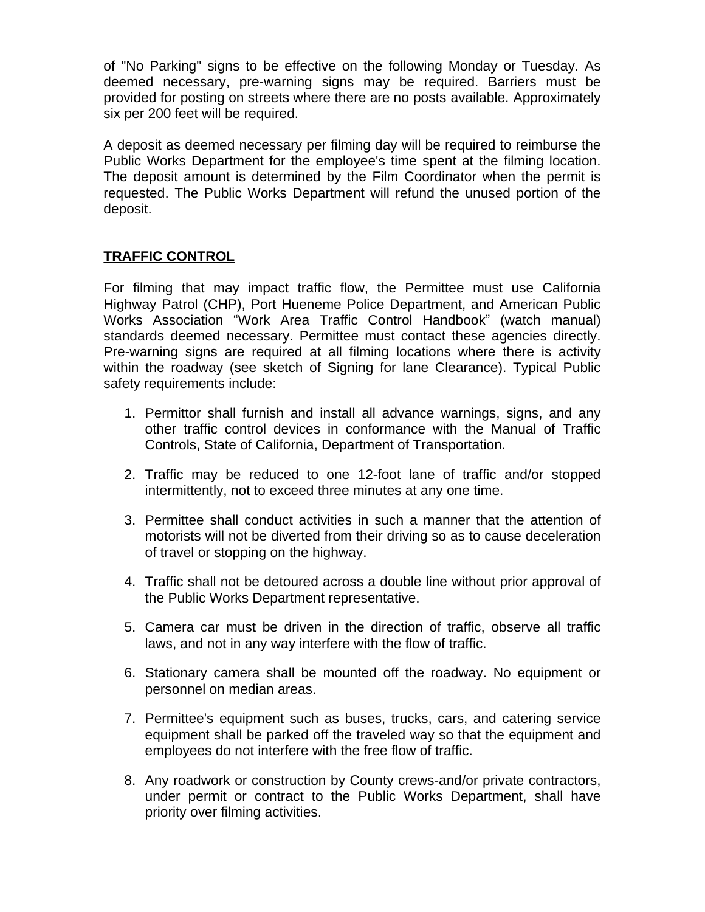of "No Parking" signs to be effective on the following Monday or Tuesday. As deemed necessary, pre-warning signs may be required. Barriers must be provided for posting on streets where there are no posts available. Approximately six per 200 feet will be required.

A deposit as deemed necessary per filming day will be required to reimburse the Public Works Department for the employee's time spent at the filming location. The deposit amount is determined by the Film Coordinator when the permit is requested. The Public Works Department will refund the unused portion of the deposit.

## TRAFFIC CONTROL

For filming that may impact traffic flow, the Permittee must use California Highway Patrol (CHP), Port Hueneme Police Department, and American Public Works Association "Work Area Traffic Control Handbook" (watch manual) standards deemed necessary. Permittee must contact these agencies directly. Pre-warning signs are required at all filming locations where there is activity within the roadway (see sketch of Signing for lane Clearance). Typical Public safety requirements include:

1. Permittor shall furnish and install all advance warnings, signs, and any other traffic control devices in conformance with the Manual of Traffic Controls, State of California, Department of Transportation.

2. Traffic may be reduced to one 12-foot lane of traffic and/or stopped intermittently, not to exceed three minutes at any one time.

3. Permittee shall conduct activities in such a manner that the attention of motorists will not be diverted from their driving so as to cause deceleration of travel or stopping on the highway.

4. Traffic shall not be detoured across a double line without prior approval of the Public Works Department representative.

5. Camera car must be driven in the direction of traffic, observe all traffic laws, and not in any way interfere with the flow of traffic.

6. Stationary camera shall be mounted off the roadway. No equipment or personnel on median areas.

7. Permittee's equipment such as buses, trucks, cars, and catering service equipment shall be parked off the traveled way so that the equipment and employees do not interfere with the free flow of traffic.

8. Any roadwork or construction by County crews-and/or private contractors, under permit or contract to the Public Works Department, shall have priority over filming activities.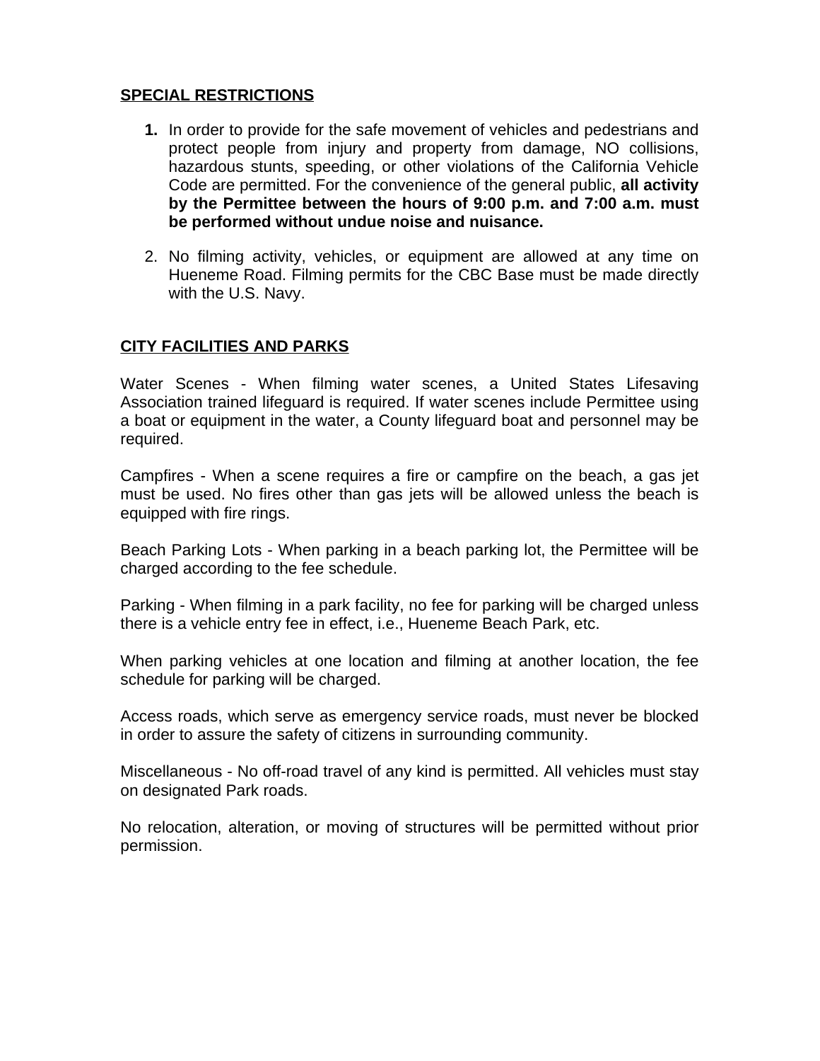## SPECIAL RESTRICTIONS

1. In order to provide for the safe movement of vehicles and pedestrians and protect people from injury and property from damage, NO collisions, hazardous stunts, speeding, or other violations of the California Vehicle Code are permitted. For the convenience of the general public, **all activity by the Permittee between the hours of 9:00 p.m. and 7:00 a.m. must be performed without undue noise and nuisance.**

2. No filming activity, vehicles, or equipment are allowed at any time on Hueneme Road. Filming permits for the CBC Base must be made directly with the U.S. Navy.

## CITY FACILITIES AND PARKS

Water Scenes - When filming water scenes, a United States Lifesaving Association trained lifeguard is required. If water scenes include Permittee using a boat or equipment in the water, a County lifeguard boat and personnel may be required.

Campfires - When a scene requires a fire or campfire on the beach, a gas jet must be used. No fires other than gas jets will be allowed unless the beach is equipped with fire rings.

Beach Parking Lots - When parking in a beach parking lot, the Permittee will be charged according to the fee schedule.

Parking - When filming in a park facility, no fee for parking will be charged unless there is a vehicle entry fee in effect, i.e., Hueneme Beach Park, etc.

When parking vehicles at one location and filming at another location, the fee schedule for parking will be charged.

Access roads, which serve as emergency service roads, must never be blocked in order to assure the safety of citizens in surrounding community.

Miscellaneous - No off-road travel of any kind is permitted. All vehicles must stay on designated Park roads.

No relocation, alteration, or moving of structures will be permitted without prior permission.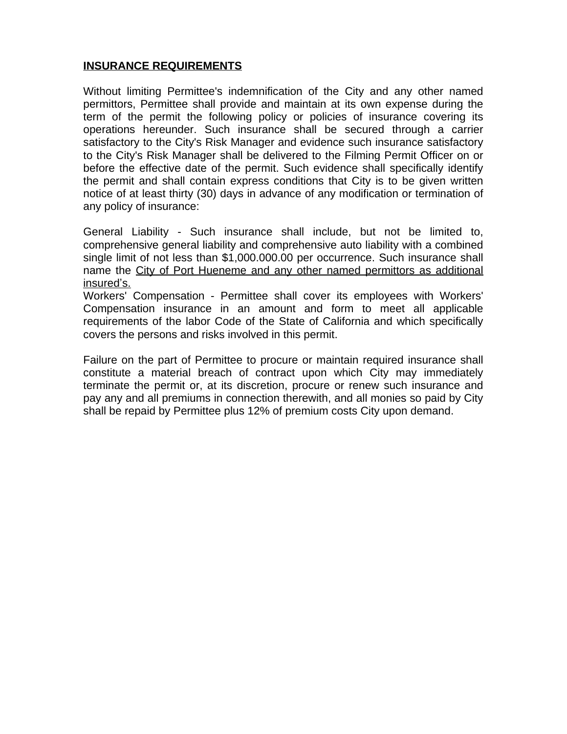**INSURANCE REQUIREMENTS**

Without limiting Permittee's indemnification of the City and any other named permittors, Permittee shall provide and maintain at its own expense during the term of the permit the following policy or policies of insurance covering its operations hereunder. Such insurance shall be secured through a carrier satisfactory to the City's Risk Manager and evidence such insurance satisfactory to the City's Risk Manager shall be delivered to the Filming Permit Officer on or before the effective date of the permit. Such evidence shall specifically identify the permit and shall contain express conditions that City is to be given written notice of at least thirty (30) days in advance of any modification or termination of any policy of insurance:

General Liability - Such insurance shall include, but not be limited to, comprehensive general liability and comprehensive auto liability with a combined single limit of not less than $1,000.000.00 per occurrence. Such insurance shall name the City of Port Hueneme and any other named permittors as additional insured's.

Workers' Compensation - Permittee shall cover its employees with Workers' Compensation insurance in an amount and form to meet all applicable requirements of the labor Code of the State of California and which specifically covers the persons and risks involved in this permit.

Failure on the part of Permittee to procure or maintain required insurance shall constitute a material breach of contract upon which City may immediately terminate the permit or, at its discretion, procure or renew such insurance and pay any and all premiums in connection therewith, and all monies so paid by City shall be repaid by Permittee plus 12% of premium costs City upon demand.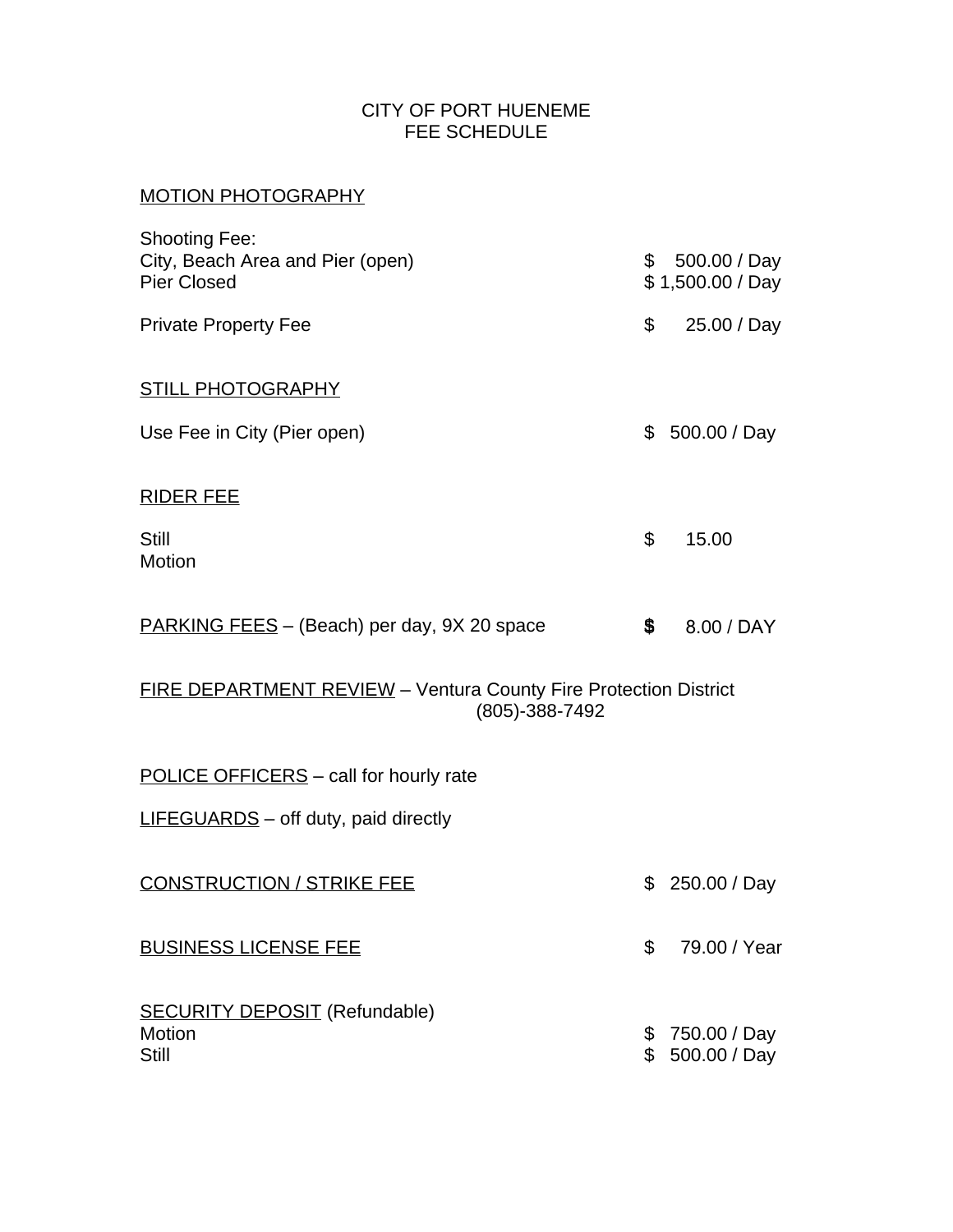CITY OF PORT HUENEME
FEE SCHEDULE

MOTION PHOTOGRAPHY

| | |
|---|---|
| Shooting Fee: | |
| City, Beach Area and Pier (open) | $ 500.00 / Day |
| Pier Closed | $ 1,500.00 / Day |
| Private Property Fee | $ 25.00 / Day |

STILL PHOTOGRAPHY

| | |
|---|---|
| Use Fee in City (Pier open) | $ 500.00 / Day |

RIDER FEE

| | |
|---|---|
| Still | $ 15.00 |
| Motion | |

PARKING FEES – (Beach) per day, 9X 20 space **$** 8.00 / DAY

FIRE DEPARTMENT REVIEW – Ventura County Fire Protection District
(805)-388-7492

POLICE OFFICERS – call for hourly rate

LIFEGUARDS – off duty, paid directly

CONSTRUCTION / STRIKE FEE $ 250.00 / Day

BUSINESS LICENSE FEE $ 79.00 / Year

SECURITY DEPOSIT (Refundable)

| | |
|---|---|
| Motion | $ 750.00 / Day |
| Still | $ 500.00 / Day |